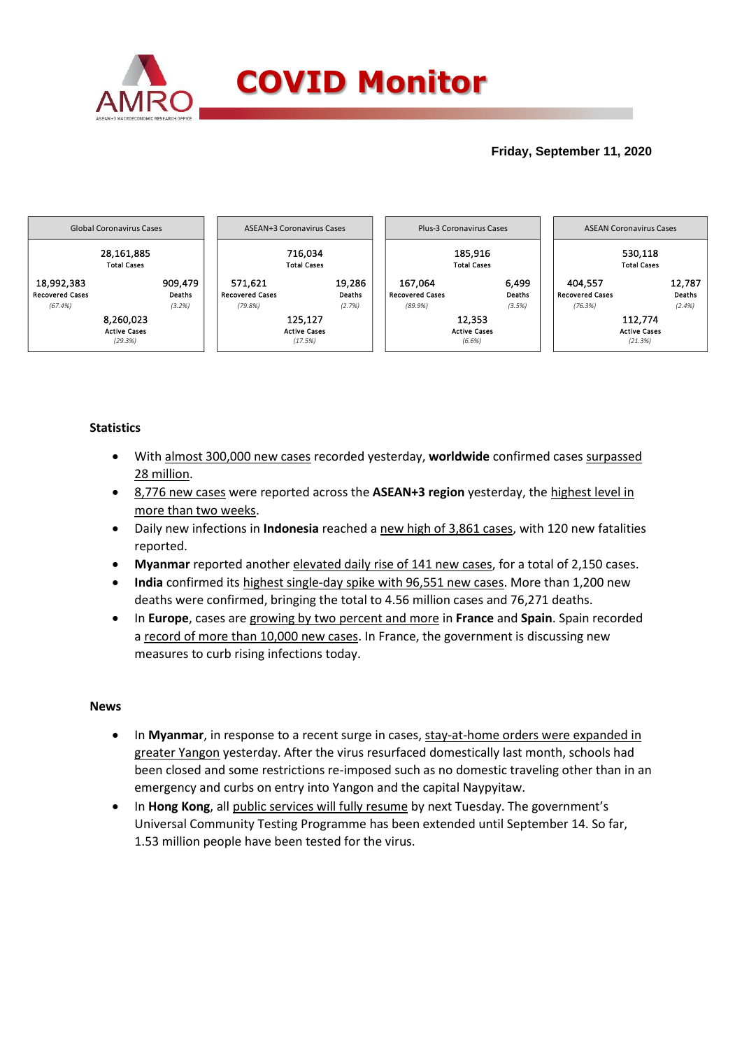# COVID Monitor

**Friday, September 11, 2020**

| Global Coronavirus Cases | | ASEAN+3 Coronavirus Cases | | Plus-3 Coronavirus Cases | | ASEAN Coronavirus Cases | |
|---|---|---|---|---|---|---|---|
| 28,161,885 Total Cases | | 716,034 Total Cases | | 185,916 Total Cases | | 530,118 Total Cases | |
| 18,992,383 Recovered Cases (67.4%) | 909,479 Deaths (3.2%) | 571,621 Recovered Cases (79.8%) | 19,286 Deaths (2.7%) | 167,064 Recovered Cases (89.9%) | 6,499 Deaths (3.5%) | 404,557 Recovered Cases (76.3%) | 12,787 Deaths (2.4%) |
| 8,260,023 Active Cases (29.3%) | | 125,127 Active Cases (17.5%) | | 12,353 Active Cases (6.6%) | | 112,774 Active Cases (21.3%) | |

**Statistics**

- With almost 300,000 new cases recorded yesterday, **worldwide** confirmed cases surpassed 28 million.
- 8,776 new cases were reported across the **ASEAN+3 region** yesterday, the highest level in more than two weeks.
- Daily new infections in **Indonesia** reached a new high of 3,861 cases, with 120 new fatalities reported.
- **Myanmar** reported another elevated daily rise of 141 new cases, for a total of 2,150 cases.
- **India** confirmed its highest single-day spike with 96,551 new cases. More than 1,200 new deaths were confirmed, bringing the total to 4.56 million cases and 76,271 deaths.
- In **Europe**, cases are growing by two percent and more in **France** and **Spain**. Spain recorded a record of more than 10,000 new cases. In France, the government is discussing new measures to curb rising infections today.

**News**

- In **Myanmar**, in response to a recent surge in cases, stay-at-home orders were expanded in greater Yangon yesterday. After the virus resurfaced domestically last month, schools had been closed and some restrictions re-imposed such as no domestic traveling other than in an emergency and curbs on entry into Yangon and the capital Naypyitaw.
- In **Hong Kong**, all public services will fully resume by next Tuesday. The government's Universal Community Testing Programme has been extended until September 14. So far, 1.53 million people have been tested for the virus.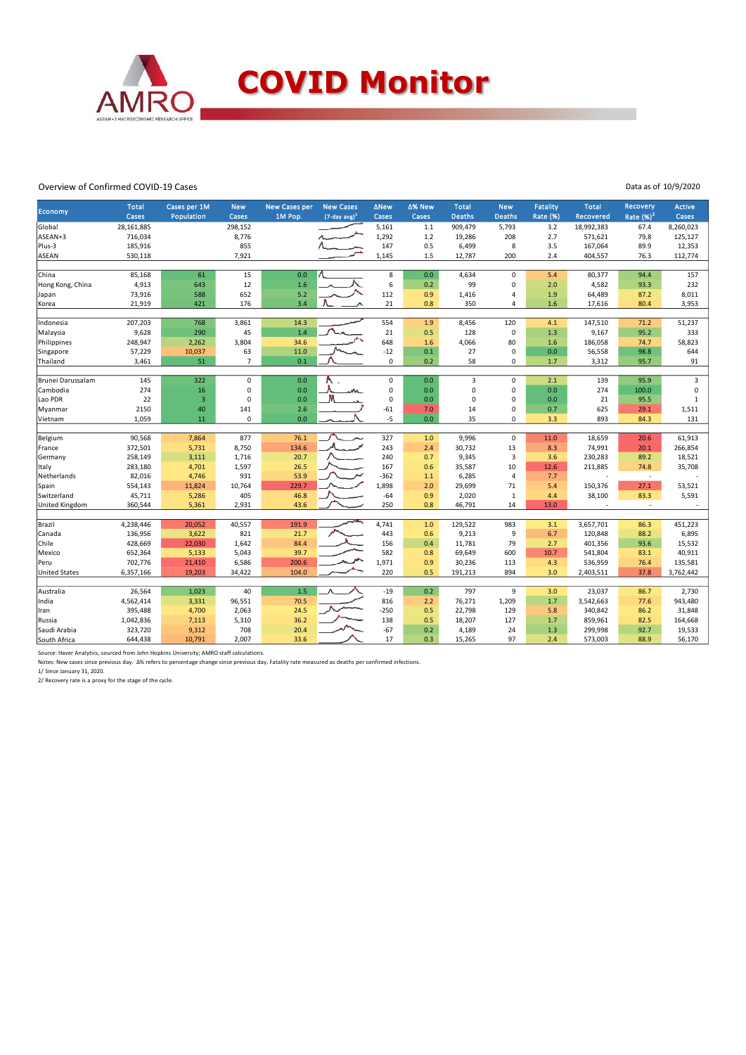# COVID Monitor

Overview of Confirmed COVID-19 Cases

Data as of 10/9/2020

| Economy | Total Cases | Cases per 1M Population | New Cases | New Cases per 1M Pop. | New Cases (7-day avg)[1] | ΔNew Cases | Δ% New Cases | Total Deaths | New Deaths | Fatality Rate (%) | Total Recovered | Recovery Rate (%)[2] | Active Cases |
|---|---|---|---|---|---|---|---|---|---|---|---|---|---|
| Global | 28,161,885 | | 298,152 | | | 5,161 | 1.1 | 909,479 | 5,793 | 3.2 | 18,992,383 | 67.4 | 8,260,023 |
| ASEAN+3 | 716,034 | | 8,776 | | | 1,292 | 1.2 | 19,286 | 208 | 2.7 | 571,621 | 79.8 | 125,127 |
| Plus-3 | 185,916 | | 855 | | | 147 | 0.5 | 6,499 | 8 | 3.5 | 167,064 | 89.9 | 12,353 |
| ASEAN | 530,118 | | 7,921 | | | 1,145 | 1.5 | 12,787 | 200 | 2.4 | 404,557 | 76.3 | 112,774 |
| | | | | | | | | | | | | | |
| China | 85,168 | 61 | 15 | 0.0 | | 8 | 0.0 | 4,634 | 0 | 5.4 | 80,377 | 94.4 | 157 |
| Hong Kong, China | 4,913 | 643 | 12 | 1.6 | | 6 | 0.2 | 99 | 0 | 2.0 | 4,582 | 93.3 | 232 |
| Japan | 73,916 | 588 | 652 | 5.2 | | 112 | 0.9 | 1,416 | 4 | 1.9 | 64,489 | 87.2 | 8,011 |
| Korea | 21,919 | 421 | 176 | 3.4 | | 21 | 0.8 | 350 | 4 | 1.6 | 17,616 | 80.4 | 3,953 |
| | | | | | | | | | | | | | |
| Indonesia | 207,203 | 768 | 3,861 | 14.3 | | 554 | 1.9 | 8,456 | 120 | 4.1 | 147,510 | 71.2 | 51,237 |
| Malaysia | 9,628 | 290 | 45 | 1.4 | | 21 | 0.5 | 128 | 0 | 1.3 | 9,167 | 95.2 | 333 |
| Philippines | 248,947 | 2,262 | 3,804 | 34.6 | | 648 | 1.6 | 4,066 | 80 | 1.6 | 186,058 | 74.7 | 58,823 |
| Singapore | 57,229 | 10,037 | 63 | 11.0 | | -12 | 0.1 | 27 | 0 | 0.0 | 56,558 | 98.8 | 644 |
| Thailand | 3,461 | 51 | 7 | 0.1 | | 0 | 0.2 | 58 | 0 | 1.7 | 3,312 | 95.7 | 91 |
| | | | | | | | | | | | | | |
| Brunei Darussalam | 145 | 322 | 0 | 0.0 | | 0 | 0.0 | 3 | 0 | 2.1 | 139 | 95.9 | 3 |
| Cambodia | 274 | 16 | 0 | 0.0 | | 0 | 0.0 | 0 | 0 | 0.0 | 274 | 100.0 | 0 |
| Lao PDR | 22 | 3 | 0 | 0.0 | | 0 | 0.0 | 0 | 0 | 0.0 | 21 | 95.5 | 1 |
| Myanmar | 2150 | 40 | 141 | 2.6 | | -61 | 7.0 | 14 | 0 | 0.7 | 625 | 29.1 | 1,511 |
| Vietnam | 1,059 | 11 | 0 | 0.0 | | -5 | 0.0 | 35 | 0 | 3.3 | 893 | 84.3 | 131 |
| | | | | | | | | | | | | | |
| Belgium | 90,568 | 7,864 | 877 | 76.1 | | 327 | 1.0 | 9,996 | 0 | 11.0 | 18,659 | 20.6 | 61,913 |
| France | 372,501 | 5,731 | 8,750 | 134.6 | | 243 | 2.4 | 30,732 | 13 | 8.3 | 74,991 | 20.1 | 266,854 |
| Germany | 258,149 | 3,111 | 1,716 | 20.7 | | 240 | 0.7 | 9,345 | 3 | 3.6 | 230,283 | 89.2 | 18,521 |
| Italy | 283,180 | 4,701 | 1,597 | 26.5 | | 167 | 0.6 | 35,587 | 10 | 12.6 | 211,885 | 74.8 | 35,708 |
| Netherlands | 82,016 | 4,746 | 931 | 53.9 | | -362 | 1.1 | 6,285 | 4 | 7.7 | - | - | - |
| Spain | 554,143 | 11,824 | 10,764 | 229.7 | | 1,898 | 2.0 | 29,699 | 71 | 5.4 | 150,376 | 27.1 | 53,521 |
| Switzerland | 45,711 | 5,286 | 405 | 46.8 | | -64 | 0.9 | 2,020 | 1 | 4.4 | 38,100 | 83.3 | 5,591 |
| United Kingdom | 360,544 | 5,361 | 2,931 | 43.6 | | 250 | 0.8 | 46,791 | 14 | 13.0 | - | - | - |
| | | | | | | | | | | | | | |
| Brazil | 4,238,446 | 20,052 | 40,557 | 191.9 | | 4,741 | 1.0 | 129,522 | 983 | 3.1 | 3,657,701 | 86.3 | 451,223 |
| Canada | 136,956 | 3,622 | 821 | 21.7 | | 443 | 0.6 | 9,213 | 9 | 6.7 | 120,848 | 88.2 | 6,895 |
| Chile | 428,669 | 22,030 | 1,642 | 84.4 | | 156 | 0.4 | 11,781 | 79 | 2.7 | 401,356 | 93.6 | 15,532 |
| Mexico | 652,364 | 5,133 | 5,043 | 39.7 | | 582 | 0.8 | 69,649 | 600 | 10.7 | 541,804 | 83.1 | 40,911 |
| Peru | 702,776 | 21,410 | 6,586 | 200.6 | | 1,971 | 0.9 | 30,236 | 113 | 4.3 | 536,959 | 76.4 | 135,581 |
| United States | 6,357,166 | 19,203 | 34,422 | 104.0 | | 220 | 0.5 | 191,213 | 894 | 3.0 | 2,403,511 | 37.8 | 3,762,442 |
| | | | | | | | | | | | | | |
| Australia | 26,564 | 1,023 | 40 | 1.5 | | -19 | 0.2 | 797 | 9 | 3.0 | 23,037 | 86.7 | 2,730 |
| India | 4,562,414 | 3,331 | 96,551 | 70.5 | | 816 | 2.2 | 76,271 | 1,209 | 1.7 | 3,542,663 | 77.6 | 943,480 |
| Iran | 395,488 | 4,700 | 2,063 | 24.5 | | -250 | 0.5 | 22,798 | 129 | 5.8 | 340,842 | 86.2 | 31,848 |
| Russia | 1,042,836 | 7,113 | 5,310 | 36.2 | | 138 | 0.5 | 18,207 | 127 | 1.7 | 859,961 | 82.5 | 164,668 |
| Saudi Arabia | 323,720 | 9,312 | 708 | 20.4 | | -67 | 0.2 | 4,189 | 24 | 1.3 | 299,998 | 92.7 | 19,533 |
| South Africa | 644,438 | 10,791 | 2,007 | 33.6 | | 17 | 0.3 | 15,265 | 97 | 2.4 | 573,003 | 88.9 | 56,170 |

Source: Haver Analytics, sourced from John Hopkins University; AMRO staff calculations.

Notes: New cases since previous day. Δ% refers to percentage change since previous day. Fatality rate measured as deaths per confirmed infections.

1/ Since January 31, 2020.

2/ Recovery rate is a proxy for the stage of the cycle.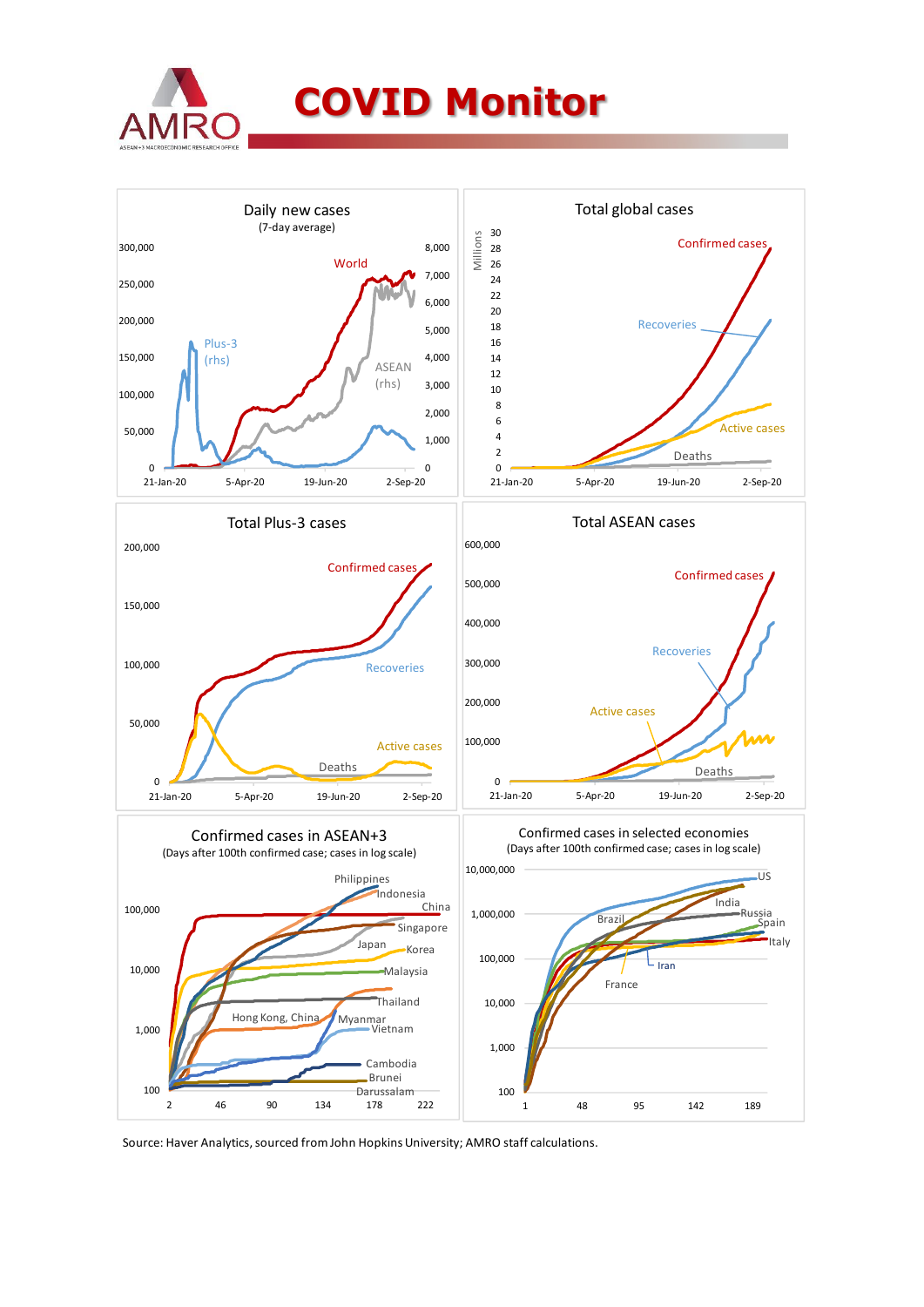# COVID Monitor

## Daily new cases
(7-day average)

300,000
250,000
200,000
150,000
100,000
50,000
0

8,000
7,000
6,000
5,000
4,000
3,000
2,000
1,000
0

World
Plus-3 (rhs)
ASEAN (rhs)

21-Jan-20 5-Apr-20 19-Jun-20 2-Sep-20

## Total global cases

Millions
30 28 26 24 22 20 18 16 14 12 10 8 6 4 2 0

Confirmed cases
Recoveries
Active cases
Deaths

21-Jan-20 5-Apr-20 19-Jun-20 2-Sep-20

## Total Plus-3 cases

200,000
150,000
100,000
50,000
0

Confirmed cases
Recoveries
Active cases
Deaths

21-Jan-20 5-Apr-20 19-Jun-20 2-Sep-20

## Total ASEAN cases

600,000
500,000
400,000
300,000
200,000
100,000
0

Confirmed cases
Recoveries
Active cases
Deaths

21-Jan-20 5-Apr-20 19-Jun-20 2-Sep-20

## Confirmed cases in ASEAN+3
(Days after 100th confirmed case; cases in log scale)

100,000
10,000
1,000
100

Philippines
Indonesia
China
Singapore
Japan
Korea
Malaysia
Thailand
Hong Kong, China
Myanmar
Vietnam
Cambodia
Brunei Darussalam

2 46 90 134 178 222

## Confirmed cases in selected economies
(Days after 100th confirmed case; cases in log scale)

10,000,000
1,000,000
100,000
10,000
1,000
100

US
India
Brazil
Russia
Spain
Italy
Iran
France

1 48 95 142 189

Source: Haver Analytics, sourced from John Hopkins University; AMRO staff calculations.